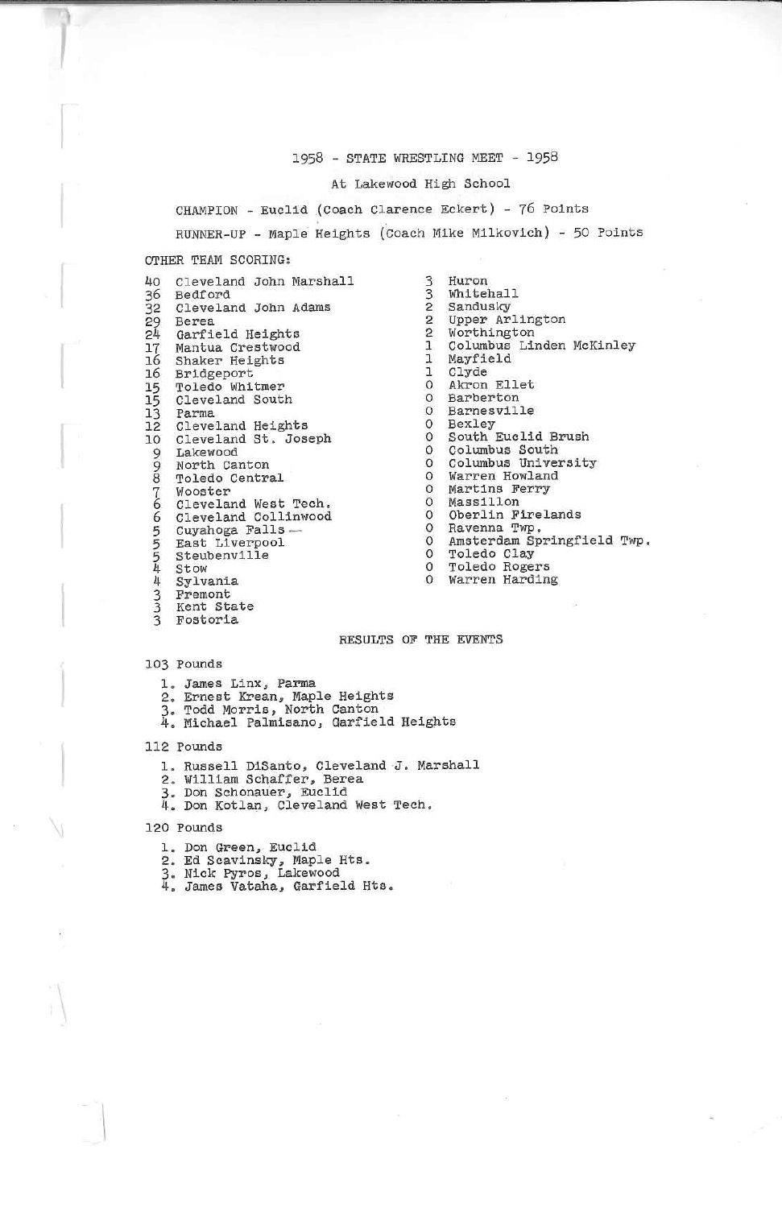# 1958 - STATE WRESTLING MEET - 1958

At Lakewood High School

CHAMPION - Euclid (Coach Clarence Eckert) - 76 Points

RUNNER-UP - Maple Heights (Coach Mike Milkovich) - 50 Points

OTHER TEAM SCORING:

40 Cleveland John Marshall
36 Bedford
32 Cleveland John Adams
29 Berea
24 Garfield Heights
17 Mantua Crestwood
16 Shaker Heights
16 Bridgeport
15 Toledo Whitmer
15 Cleveland South
13 Parma
12 Cleveland Heights
10 Cleveland St. Joseph
9 Lakewood
9 North Canton
8 Toledo Central
7 Wooster
6 Cleveland West Tech.
6 Cleveland Collinwood
5 Cuyahoga Falls
5 East Liverpool
5 Steubenville
4 Stow
4 Sylvania
3 Fremont
3 Kent State
3 Fostoria
3 Huron
3 Whitehall
2 Sandusky
2 Upper Arlington
2 Worthington
1 Columbus Linden McKinley
1 Mayfield
1 Clyde
0 Akron Ellet
0 Barberton
0 Barnesville
0 Bexley
0 South Euclid Brush
0 Columbus South
0 Columbus University
0 Warren Howland
0 Martins Ferry
0 Massillon
0 Oberlin Firelands
0 Ravenna Twp.
0 Amsterdam Springfield Twp.
0 Toledo Clay
0 Toledo Rogers
0 Warren Harding

## RESULTS OF THE EVENTS

103 Pounds

1. James Linx, Parma
2. Ernest Krean, Maple Heights
3. Todd Morris, North Canton
4. Michael Palmisano, Garfield Heights

112 Pounds

1. Russell DiSanto, Cleveland J. Marshall
2. William Schaffer, Berea
3. Don Schonauer, Euclid
4. Don Kotlan, Cleveland West Tech.

120 Pounds

1. Don Green, Euclid
2. Ed Scavinsky, Maple Hts.
3. Nick Pyros, Lakewood
4. James Vataha, Garfield Hts.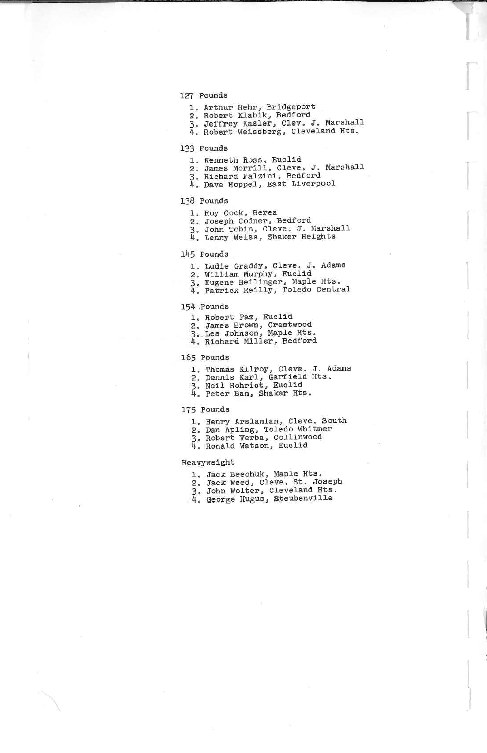127 Pounds

1. Arthur Hehr, Bridgeport
2. Robert Klabik, Bedford
3. Jeffrey Kasler, Clev. J. Marshall
4. Robert Weissberg, Cleveland Hts.

133 Pounds

1. Kenneth Ross, Euclid
2. James Morrill, Cleve. J. Marshall
3. Richard Falzini, Bedford
4. Dave Hoppel, East Liverpool

138 Pounds

1. Roy Cook, Berea
2. Joseph Codner, Bedford
3. John Tobin, Cleve. J. Marshall
4. Lenny Weiss, Shaker Heights

145 Pounds

1. Ludie Graddy, Cleve. J. Adams
2. William Murphy, Euclid
3. Eugene Heilinger, Maple Hts.
4. Patrick Reilly, Toledo Central

154 Pounds

1. Robert Paz, Euclid
2. James Brown, Crestwood
3. Les Johnson, Maple Hts.
4. Richard Miller, Bedford

165 Pounds

1. Thomas Kilroy, Cleve. J. Adams
2. Dennis Karl, Garfield Hts.
3. Neil Rohrict, Euclid
4. Peter Ban, Shaker Hts.

175 Pounds

1. Henry Arslanian, Cleve. South
2. Dan Apling, Toledo Whitmer
3. Robert Verba, Collinwood
4. Ronald Watson, Euclid

Heavyweight

1. Jack Beechuk, Maple Hts.
2. Jack Weed, Cleve. St. Joseph
3. John Wolter, Cleveland Hts.
4. George Hugus, Steubenville